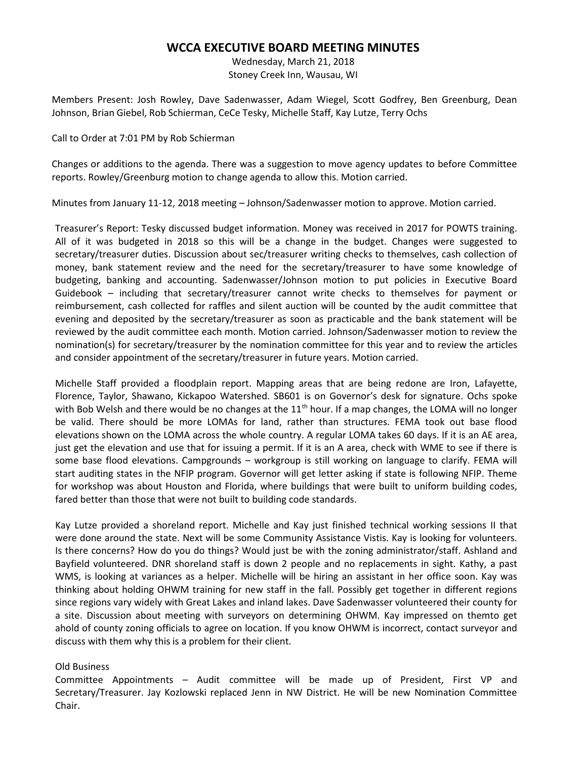# WCCA EXECUTIVE BOARD MEETING MINUTES

Wednesday, March 21, 2018
Stoney Creek Inn, Wausau, WI

Members Present: Josh Rowley, Dave Sadenwasser, Adam Wiegel, Scott Godfrey, Ben Greenburg, Dean Johnson, Brian Giebel, Rob Schierman, CeCe Tesky, Michelle Staff, Kay Lutze, Terry Ochs

Call to Order at 7:01 PM by Rob Schierman

Changes or additions to the agenda. There was a suggestion to move agency updates to before Committee reports. Rowley/Greenburg motion to change agenda to allow this. Motion carried.

Minutes from January 11-12, 2018 meeting – Johnson/Sadenwasser motion to approve. Motion carried.

Treasurer's Report: Tesky discussed budget information. Money was received in 2017 for POWTS training. All of it was budgeted in 2018 so this will be a change in the budget. Changes were suggested to secretary/treasurer duties. Discussion about sec/treasurer writing checks to themselves, cash collection of money, bank statement review and the need for the secretary/treasurer to have some knowledge of budgeting, banking and accounting. Sadenwasser/Johnson motion to put policies in Executive Board Guidebook – including that secretary/treasurer cannot write checks to themselves for payment or reimbursement, cash collected for raffles and silent auction will be counted by the audit committee that evening and deposited by the secretary/treasurer as soon as practicable and the bank statement will be reviewed by the audit committee each month. Motion carried. Johnson/Sadenwasser motion to review the nomination(s) for secretary/treasurer by the nomination committee for this year and to review the articles and consider appointment of the secretary/treasurer in future years. Motion carried.

Michelle Staff provided a floodplain report. Mapping areas that are being redone are Iron, Lafayette, Florence, Taylor, Shawano, Kickapoo Watershed. SB601 is on Governor's desk for signature. Ochs spoke with Bob Welsh and there would be no changes at the 11th hour. If a map changes, the LOMA will no longer be valid. There should be more LOMAs for land, rather than structures. FEMA took out base flood elevations shown on the LOMA across the whole country. A regular LOMA takes 60 days. If it is an AE area, just get the elevation and use that for issuing a permit. If it is an A area, check with WME to see if there is some base flood elevations. Campgrounds – workgroup is still working on language to clarify. FEMA will start auditing states in the NFIP program. Governor will get letter asking if state is following NFIP. Theme for workshop was about Houston and Florida, where buildings that were built to uniform building codes, fared better than those that were not built to building code standards.

Kay Lutze provided a shoreland report. Michelle and Kay just finished technical working sessions II that were done around the state. Next will be some Community Assistance Vistis. Kay is looking for volunteers. Is there concerns? How do you do things? Would just be with the zoning administrator/staff. Ashland and Bayfield volunteered. DNR shoreland staff is down 2 people and no replacements in sight. Kathy, a past WMS, is looking at variances as a helper. Michelle will be hiring an assistant in her office soon. Kay was thinking about holding OHWM training for new staff in the fall. Possibly get together in different regions since regions vary widely with Great Lakes and inland lakes. Dave Sadenwasser volunteered their county for a site. Discussion about meeting with surveyors on determining OHWM. Kay impressed on themto get ahold of county zoning officials to agree on location. If you know OHWM is incorrect, contact surveyor and discuss with them why this is a problem for their client.

Old Business

Committee Appointments – Audit committee will be made up of President, First VP and Secretary/Treasurer. Jay Kozlowski replaced Jenn in NW District. He will be new Nomination Committee Chair.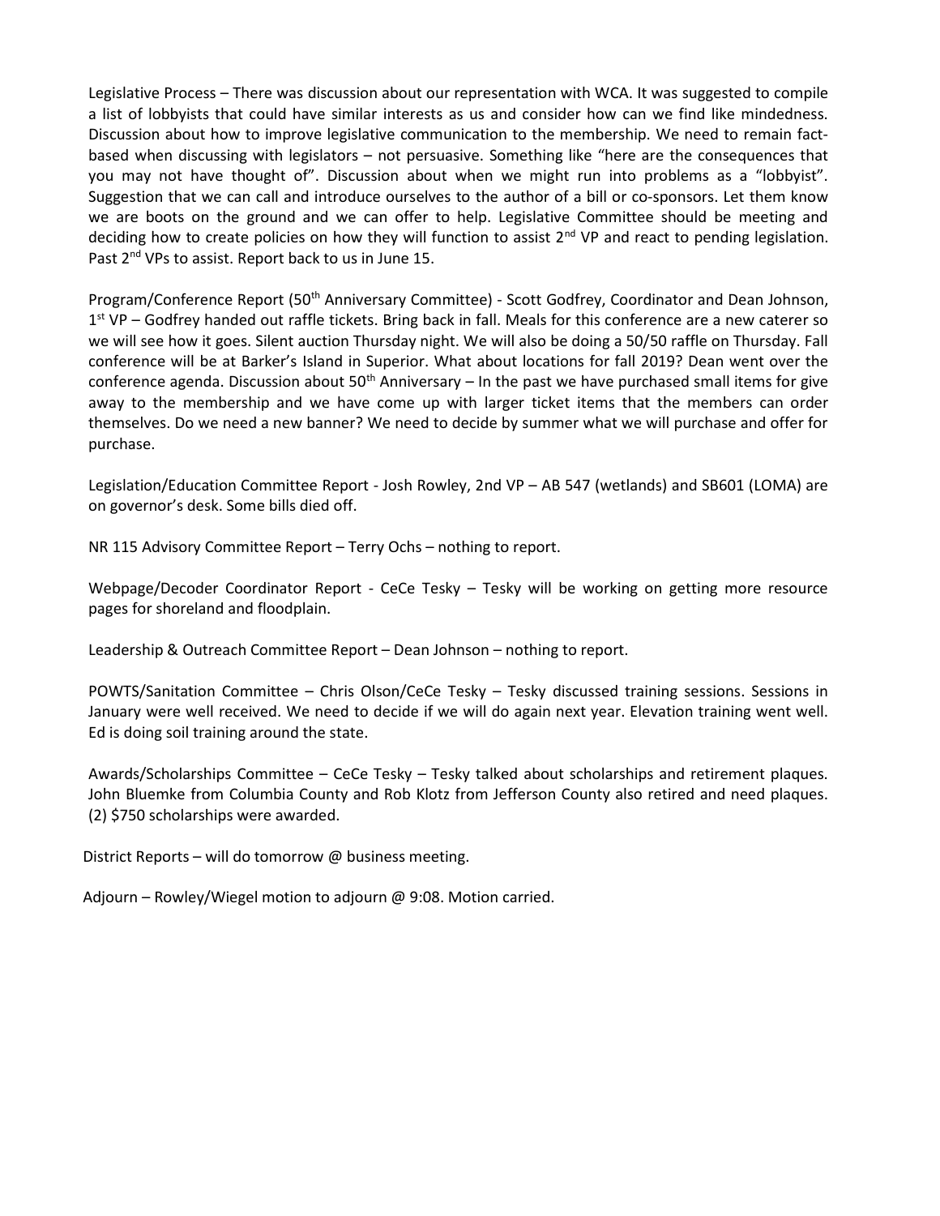Legislative Process – There was discussion about our representation with WCA. It was suggested to compile a list of lobbyists that could have similar interests as us and consider how can we find like mindedness. Discussion about how to improve legislative communication to the membership. We need to remain fact-based when discussing with legislators – not persuasive. Something like "here are the consequences that you may not have thought of". Discussion about when we might run into problems as a "lobbyist". Suggestion that we can call and introduce ourselves to the author of a bill or co-sponsors. Let them know we are boots on the ground and we can offer to help. Legislative Committee should be meeting and deciding how to create policies on how they will function to assist 2nd VP and react to pending legislation. Past 2nd VPs to assist. Report back to us in June 15.

Program/Conference Report (50th Anniversary Committee) - Scott Godfrey, Coordinator and Dean Johnson, 1st VP – Godfrey handed out raffle tickets. Bring back in fall. Meals for this conference are a new caterer so we will see how it goes. Silent auction Thursday night. We will also be doing a 50/50 raffle on Thursday. Fall conference will be at Barker's Island in Superior. What about locations for fall 2019? Dean went over the conference agenda. Discussion about 50th Anniversary – In the past we have purchased small items for give away to the membership and we have come up with larger ticket items that the members can order themselves. Do we need a new banner? We need to decide by summer what we will purchase and offer for purchase.

Legislation/Education Committee Report - Josh Rowley, 2nd VP – AB 547 (wetlands) and SB601 (LOMA) are on governor's desk. Some bills died off.

NR 115 Advisory Committee Report – Terry Ochs – nothing to report.

Webpage/Decoder Coordinator Report - CeCe Tesky – Tesky will be working on getting more resource pages for shoreland and floodplain.

Leadership & Outreach Committee Report – Dean Johnson – nothing to report.

POWTS/Sanitation Committee – Chris Olson/CeCe Tesky – Tesky discussed training sessions. Sessions in January were well received. We need to decide if we will do again next year. Elevation training went well. Ed is doing soil training around the state.

Awards/Scholarships Committee – CeCe Tesky – Tesky talked about scholarships and retirement plaques. John Bluemke from Columbia County and Rob Klotz from Jefferson County also retired and need plaques. (2) $750 scholarships were awarded.

District Reports – will do tomorrow @ business meeting.

Adjourn – Rowley/Wiegel motion to adjourn @ 9:08. Motion carried.